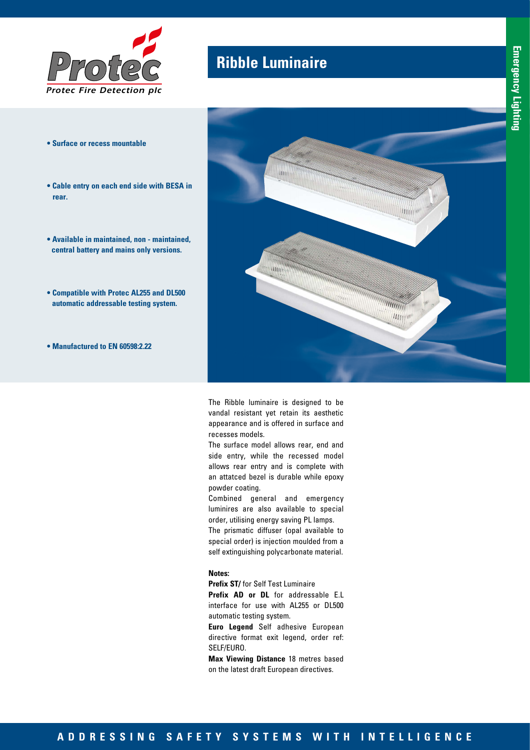Protec

*Protec Fire Detection plc*

# Ribble Luminaire

Emergency Lighting

- **Surface or recess mountable**
- **Cable entry on each end side with BESA in rear.**
- **Available in maintained, non - maintained, central battery and mains only versions.**
- **Compatible with Protec AL255 and DL500 automatic addressable testing system.**
- **Manufactured to EN 60598:2.22**

The Ribble luminaire is designed to be vandal resistant yet retain its aesthetic appearance and is offered in surface and recesses models.

The surface model allows rear, end and side entry, while the recessed model allows rear entry and is complete with an attatced bezel is durable while epoxy powder coating.

Combined general and emergency luminires are also available to special order, utilising energy saving PL lamps.

The prismatic diffuser (opal available to special order) is injection moulded from a self extinguishing polycarbonate material.

**Notes:**

**Prefix ST/** for Self Test Luminaire

**Prefix AD or DL** for addressable E.L interface for use with AL255 or DL500 automatic testing system.

**Euro Legend** Self adhesive European directive format exit legend, order ref: SELF/EURO.

**Max Viewing Distance** 18 metres based on the latest draft European directives.

ADDRESSING SAFETY SYSTEMS WITH INTELLIGENCE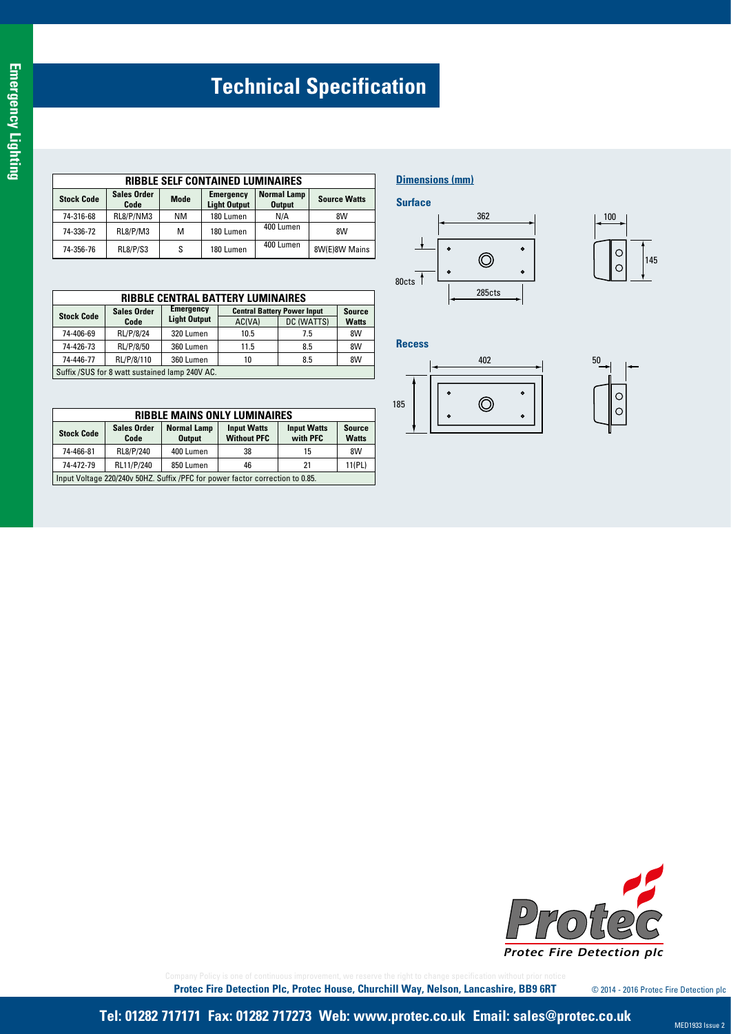# Technical Specification

| RIBBLE SELF CONTAINED LUMINAIRES | | | | | |
|---|---|---|---|---|---|
| Stock Code | Sales Order Code | Mode | Emergency Light Output | Normal Lamp Output | Source Watts |
| 74-316-68 | RL8/P/NM3 | NM | 180 Lumen | N/A | 8W |
| 74-336-72 | RL8/P/M3 | M | 180 Lumen | 400 Lumen | 8W |
| 74-356-76 | RL8/P/S3 | S | 180 Lumen | 400 Lumen | 8W(E)8W Mains |

| RIBBLE CENTRAL BATTERY LUMINAIRES | | | | | |
|---|---|---|---|---|---|
| Stock Code | Sales Order Code | Emergency Light Output | Central Battery Power Input | | Source Watts |
| | | | AC(VA) | DC (WATTS) | |
| 74-406-69 | RL/P/8/24 | 320 Lumen | 10.5 | 7.5 | 8W |
| 74-426-73 | RL/P/8/50 | 360 Lumen | 11.5 | 8.5 | 8W |
| 74-446-77 | RL/P/8/110 | 360 Lumen | 10 | 8.5 | 8W |
| Suffix /SUS for 8 watt sustained lamp 240V AC. | | | | | |

| RIBBLE MAINS ONLY LUMINAIRES | | | | | |
|---|---|---|---|---|---|
| Stock Code | Sales Order Code | Normal Lamp Output | Input Watts Without PFC | Input Watts with PFC | Source Watts |
| 74-466-81 | RL8/P/240 | 400 Lumen | 38 | 15 | 8W |
| 74-472-79 | RL11/P/240 | 850 Lumen | 46 | 21 | 11(PL) |
| Input Voltage 220/240v 50HZ. Suffix /PFC for power factor correction to 0.85. | | | | | |

## Dimensions (mm)

### Surface

362

80cts

285cts

100

145

### Recess

402

185

50

Protec Fire Detection plc

Company Policy is one of continuous improvement, we reserve the right to change specification without prior notice

**Protec Fire Detection Plc, Protec House, Churchill Way, Nelson, Lancashire, BB9 6RT**

© 2014 - 2016 Protec Fire Detection plc

**Tel: 01282 717171 Fax: 01282 717273 Web: www.protec.co.uk Email: sales@protec.co.uk**

MED1933 Issue 2